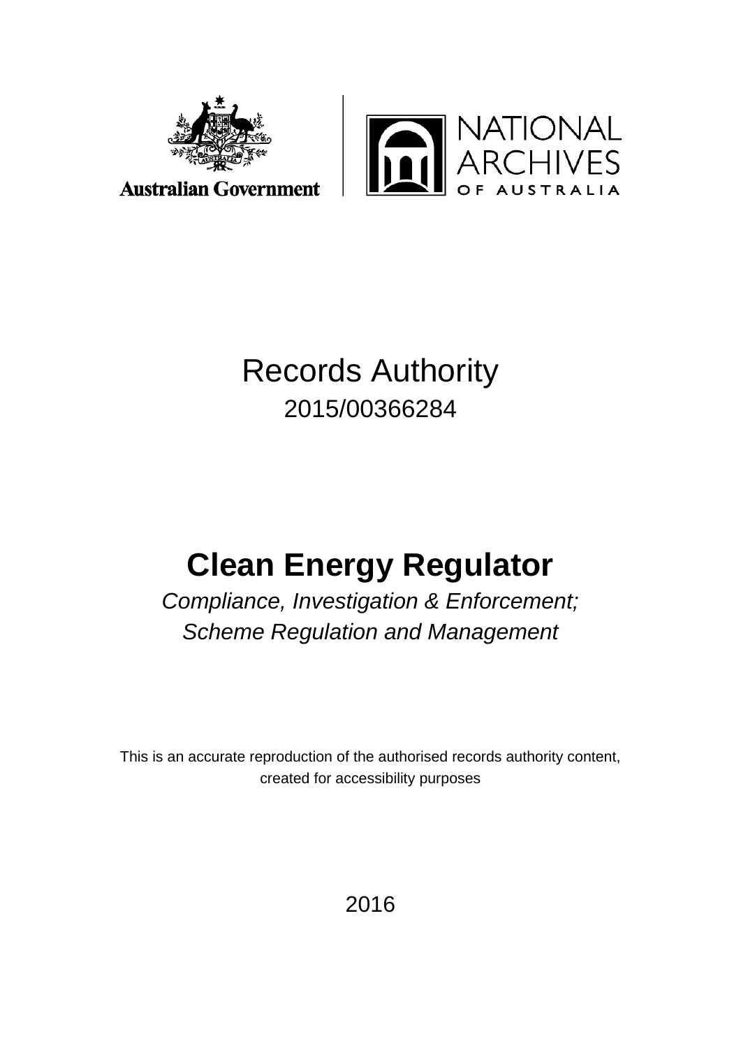Australian Government

NATIONAL ARCHIVES OF AUSTRALIA

# Records Authority

2015/00366284

# Clean Energy Regulator

*Compliance, Investigation & Enforcement;*
*Scheme Regulation and Management*

This is an accurate reproduction of the authorised records authority content, created for accessibility purposes

2016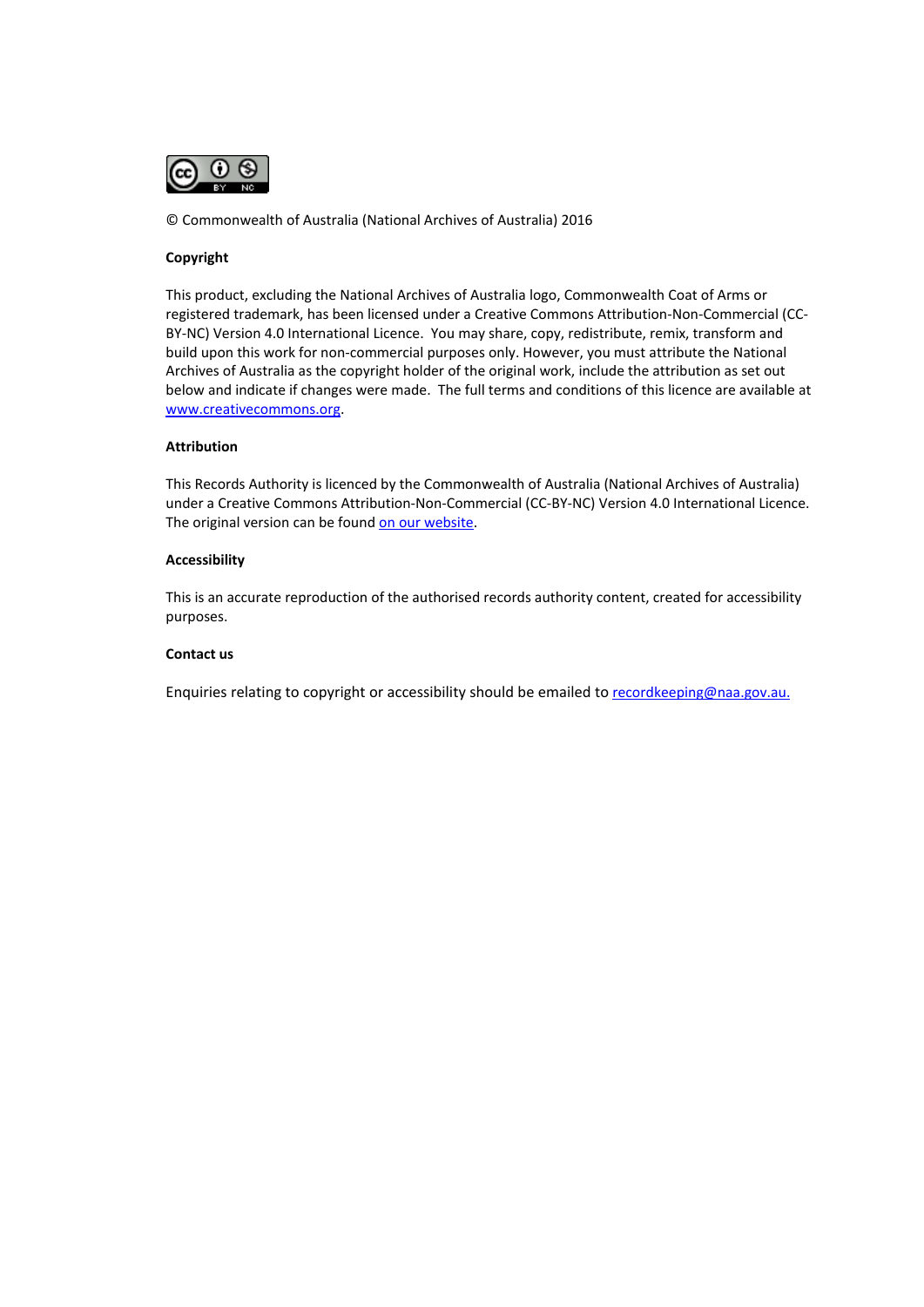© Commonwealth of Australia (National Archives of Australia) 2016

**Copyright**

This product, excluding the National Archives of Australia logo, Commonwealth Coat of Arms or registered trademark, has been licensed under a Creative Commons Attribution-Non-Commercial (CC-BY-NC) Version 4.0 International Licence. You may share, copy, redistribute, remix, transform and build upon this work for non-commercial purposes only. However, you must attribute the National Archives of Australia as the copyright holder of the original work, include the attribution as set out below and indicate if changes were made. The full terms and conditions of this licence are available at www.creativecommons.org.

**Attribution**

This Records Authority is licenced by the Commonwealth of Australia (National Archives of Australia) under a Creative Commons Attribution-Non-Commercial (CC-BY-NC) Version 4.0 International Licence. The original version can be found on our website.

**Accessibility**

This is an accurate reproduction of the authorised records authority content, created for accessibility purposes.

**Contact us**

Enquiries relating to copyright or accessibility should be emailed to recordkeeping@naa.gov.au.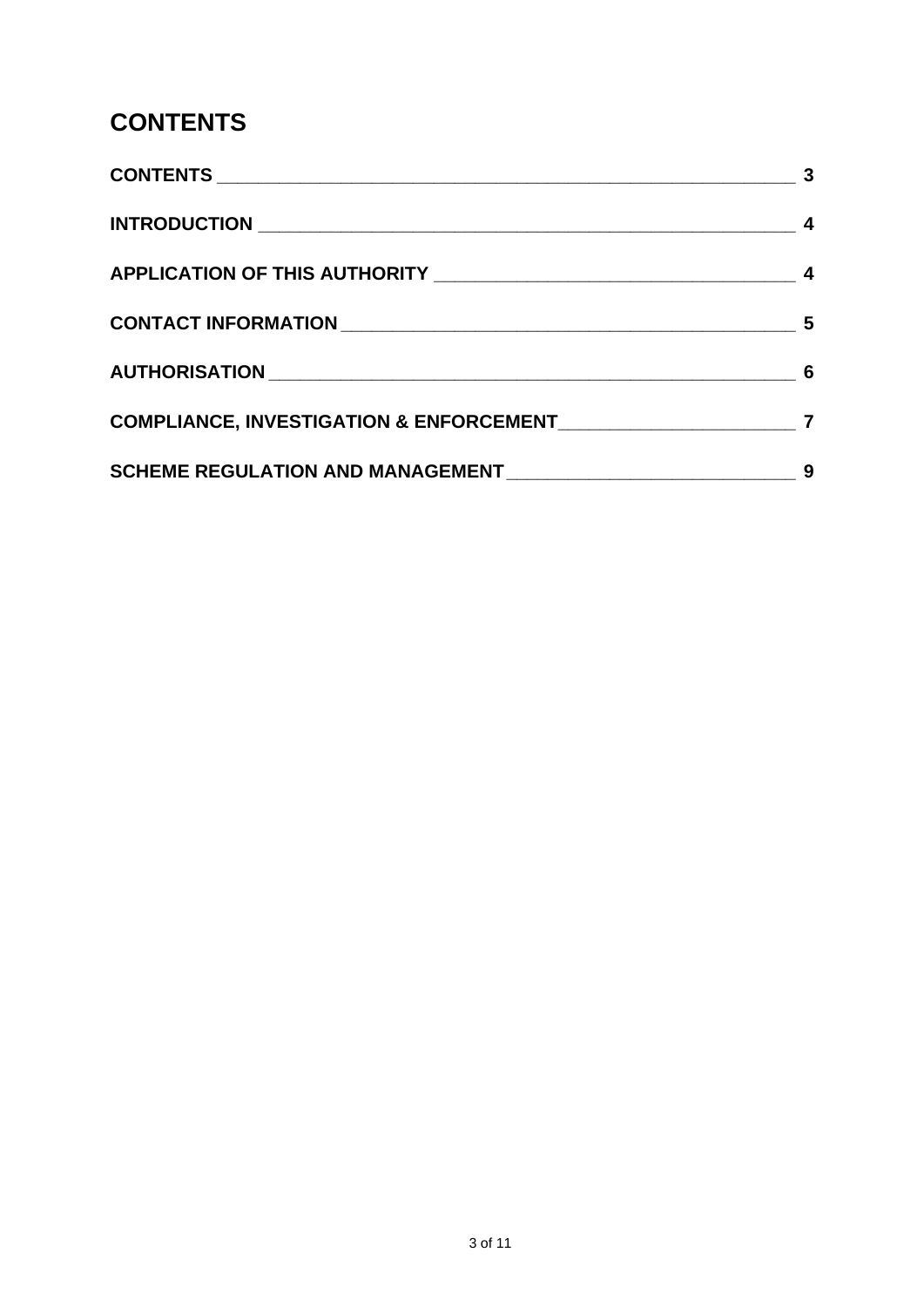# CONTENTS

| | |
|---|---|
| **CONTENTS** | **3** |
| **INTRODUCTION** | **4** |
| **APPLICATION OF THIS AUTHORITY** | **4** |
| **CONTACT INFORMATION** | **5** |
| **AUTHORISATION** | **6** |
| **COMPLIANCE, INVESTIGATION & ENFORCEMENT** | **7** |
| **SCHEME REGULATION AND MANAGEMENT** | **9** |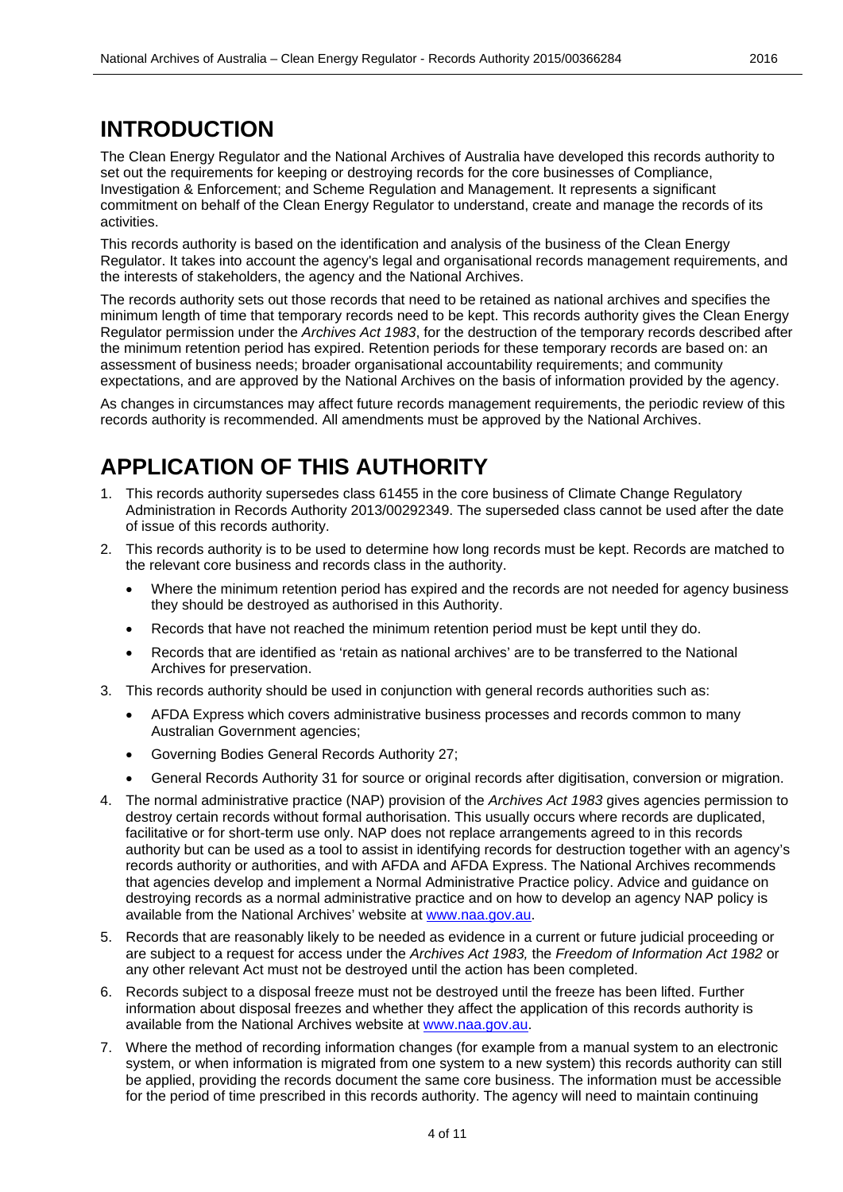# INTRODUCTION

The Clean Energy Regulator and the National Archives of Australia have developed this records authority to set out the requirements for keeping or destroying records for the core businesses of Compliance, Investigation & Enforcement; and Scheme Regulation and Management. It represents a significant commitment on behalf of the Clean Energy Regulator to understand, create and manage the records of its activities.

This records authority is based on the identification and analysis of the business of the Clean Energy Regulator. It takes into account the agency's legal and organisational records management requirements, and the interests of stakeholders, the agency and the National Archives.

The records authority sets out those records that need to be retained as national archives and specifies the minimum length of time that temporary records need to be kept. This records authority gives the Clean Energy Regulator permission under the *Archives Act 1983*, for the destruction of the temporary records described after the minimum retention period has expired. Retention periods for these temporary records are based on: an assessment of business needs; broader organisational accountability requirements; and community expectations, and are approved by the National Archives on the basis of information provided by the agency.

As changes in circumstances may affect future records management requirements, the periodic review of this records authority is recommended. All amendments must be approved by the National Archives.

# APPLICATION OF THIS AUTHORITY

1. This records authority supersedes class 61455 in the core business of Climate Change Regulatory Administration in Records Authority 2013/00292349. The superseded class cannot be used after the date of issue of this records authority.
2. This records authority is to be used to determine how long records must be kept. Records are matched to the relevant core business and records class in the authority.
   - Where the minimum retention period has expired and the records are not needed for agency business they should be destroyed as authorised in this Authority.
   - Records that have not reached the minimum retention period must be kept until they do.
   - Records that are identified as 'retain as national archives' are to be transferred to the National Archives for preservation.
3. This records authority should be used in conjunction with general records authorities such as:
   - AFDA Express which covers administrative business processes and records common to many Australian Government agencies;
   - Governing Bodies General Records Authority 27;
   - General Records Authority 31 for source or original records after digitisation, conversion or migration.
4. The normal administrative practice (NAP) provision of the *Archives Act 1983* gives agencies permission to destroy certain records without formal authorisation. This usually occurs where records are duplicated, facilitative or for short-term use only. NAP does not replace arrangements agreed to in this records authority but can be used as a tool to assist in identifying records for destruction together with an agency's records authority or authorities, and with AFDA and AFDA Express. The National Archives recommends that agencies develop and implement a Normal Administrative Practice policy. Advice and guidance on destroying records as a normal administrative practice and on how to develop an agency NAP policy is available from the National Archives' website at www.naa.gov.au.
5. Records that are reasonably likely to be needed as evidence in a current or future judicial proceeding or are subject to a request for access under the *Archives Act 1983,* the *Freedom of Information Act 1982* or any other relevant Act must not be destroyed until the action has been completed.
6. Records subject to a disposal freeze must not be destroyed until the freeze has been lifted. Further information about disposal freezes and whether they affect the application of this records authority is available from the National Archives website at www.naa.gov.au.
7. Where the method of recording information changes (for example from a manual system to an electronic system, or when information is migrated from one system to a new system) this records authority can still be applied, providing the records document the same core business. The information must be accessible for the period of time prescribed in this records authority. The agency will need to maintain continuing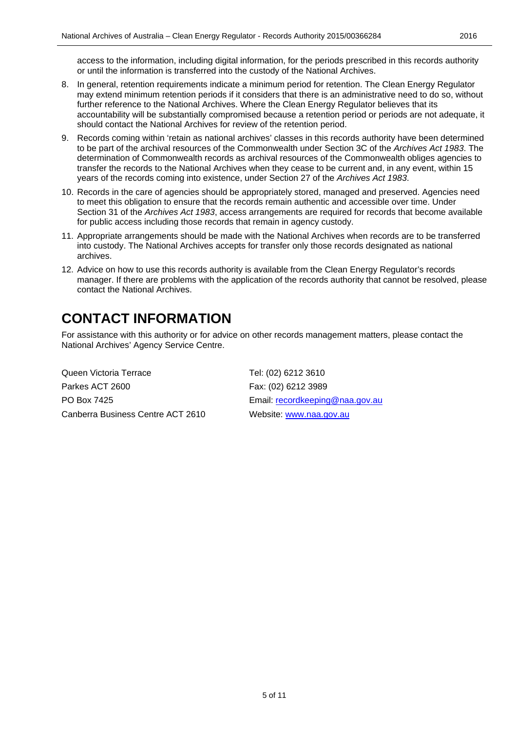access to the information, including digital information, for the periods prescribed in this records authority or until the information is transferred into the custody of the National Archives.

8. In general, retention requirements indicate a minimum period for retention. The Clean Energy Regulator may extend minimum retention periods if it considers that there is an administrative need to do so, without further reference to the National Archives. Where the Clean Energy Regulator believes that its accountability will be substantially compromised because a retention period or periods are not adequate, it should contact the National Archives for review of the retention period.
9. Records coming within 'retain as national archives' classes in this records authority have been determined to be part of the archival resources of the Commonwealth under Section 3C of the *Archives Act 1983*. The determination of Commonwealth records as archival resources of the Commonwealth obliges agencies to transfer the records to the National Archives when they cease to be current and, in any event, within 15 years of the records coming into existence, under Section 27 of the *Archives Act 1983*.
10. Records in the care of agencies should be appropriately stored, managed and preserved. Agencies need to meet this obligation to ensure that the records remain authentic and accessible over time. Under Section 31 of the *Archives Act 1983*, access arrangements are required for records that become available for public access including those records that remain in agency custody.
11. Appropriate arrangements should be made with the National Archives when records are to be transferred into custody. The National Archives accepts for transfer only those records designated as national archives.
12. Advice on how to use this records authority is available from the Clean Energy Regulator's records manager. If there are problems with the application of the records authority that cannot be resolved, please contact the National Archives.

# CONTACT INFORMATION

For assistance with this authority or for advice on other records management matters, please contact the National Archives' Agency Service Centre.

Queen Victoria Terrace
Parkes ACT 2600
PO Box 7425
Canberra Business Centre ACT 2610

Tel: (02) 6212 3610
Fax: (02) 6212 3989
Email: recordkeeping@naa.gov.au
Website: www.naa.gov.au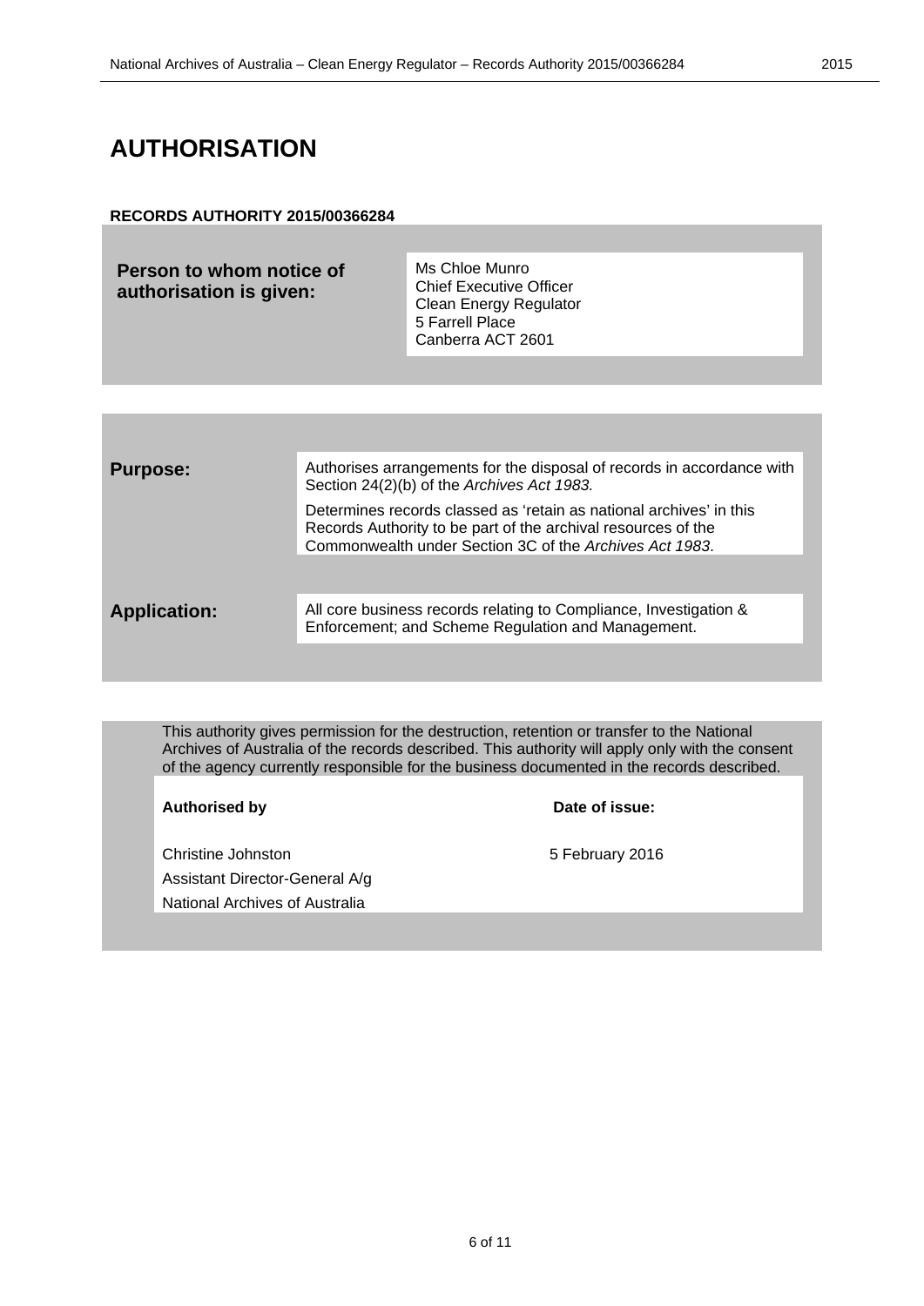# AUTHORISATION

**RECORDS AUTHORITY 2015/00366284**

| **Person to whom notice of authorisation is given:** | Ms Chloe Munro<br>Chief Executive Officer<br>Clean Energy Regulator<br>5 Farrell Place<br>Canberra ACT 2601 |
|---|---|

| | |
|---|---|
| **Purpose:** | Authorises arrangements for the disposal of records in accordance with Section 24(2)(b) of the *Archives Act 1983.*<br><br>Determines records classed as 'retain as national archives' in this Records Authority to be part of the archival resources of the Commonwealth under Section 3C of the *Archives Act 1983*. |
| **Application:** | All core business records relating to Compliance, Investigation & Enforcement; and Scheme Regulation and Management. |

This authority gives permission for the destruction, retention or transfer to the National Archives of Australia of the records described. This authority will apply only with the consent of the agency currently responsible for the business documented in the records described.

| **Authorised by** | **Date of issue:** |
|---|---|
| Christine Johnston<br>Assistant Director-General A/g<br>National Archives of Australia | 5 February 2016 |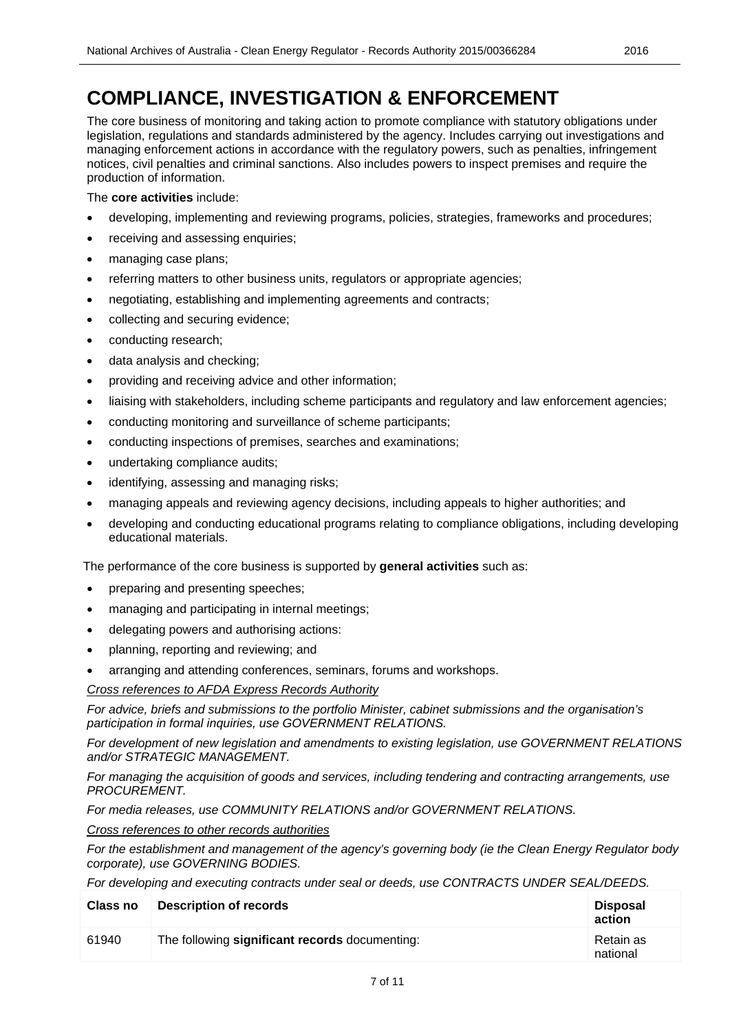# COMPLIANCE, INVESTIGATION & ENFORCEMENT

The core business of monitoring and taking action to promote compliance with statutory obligations under legislation, regulations and standards administered by the agency. Includes carrying out investigations and managing enforcement actions in accordance with the regulatory powers, such as penalties, infringement notices, civil penalties and criminal sanctions. Also includes powers to inspect premises and require the production of information.

The **core activities** include:

- developing, implementing and reviewing programs, policies, strategies, frameworks and procedures;
- receiving and assessing enquiries;
- managing case plans;
- referring matters to other business units, regulators or appropriate agencies;
- negotiating, establishing and implementing agreements and contracts;
- collecting and securing evidence;
- conducting research;
- data analysis and checking;
- providing and receiving advice and other information;
- liaising with stakeholders, including scheme participants and regulatory and law enforcement agencies;
- conducting monitoring and surveillance of scheme participants;
- conducting inspections of premises, searches and examinations;
- undertaking compliance audits;
- identifying, assessing and managing risks;
- managing appeals and reviewing agency decisions, including appeals to higher authorities; and
- developing and conducting educational programs relating to compliance obligations, including developing educational materials.

The performance of the core business is supported by **general activities** such as:

- preparing and presenting speeches;
- managing and participating in internal meetings;
- delegating powers and authorising actions:
- planning, reporting and reviewing; and
- arranging and attending conferences, seminars, forums and workshops.

*Cross references to AFDA Express Records Authority*

*For advice, briefs and submissions to the portfolio Minister, cabinet submissions and the organisation's participation in formal inquiries, use GOVERNMENT RELATIONS.*

*For development of new legislation and amendments to existing legislation, use GOVERNMENT RELATIONS and/or STRATEGIC MANAGEMENT.*

*For managing the acquisition of goods and services, including tendering and contracting arrangements, use PROCUREMENT.*

*For media releases, use COMMUNITY RELATIONS and/or GOVERNMENT RELATIONS.*

*Cross references to other records authorities*

*For the establishment and management of the agency's governing body (ie the Clean Energy Regulator body corporate), use GOVERNING BODIES.*

*For developing and executing contracts under seal or deeds, use CONTRACTS UNDER SEAL/DEEDS.*

| Class no | Description of records | Disposal action |
|---|---|---|
| 61940 | The following **significant records** documenting: | Retain as national |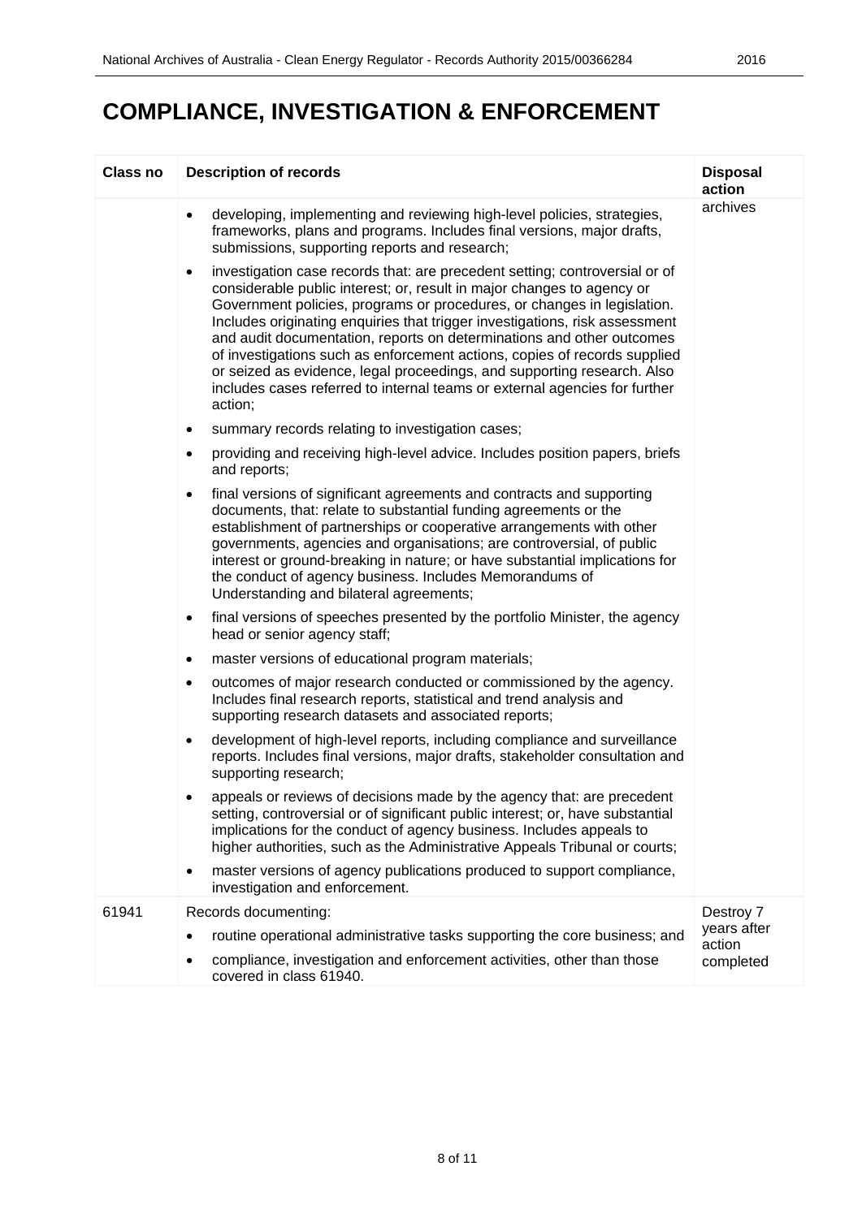# COMPLIANCE, INVESTIGATION & ENFORCEMENT

| Class no | Description of records | Disposal action |
|---|---|---|
| | • developing, implementing and reviewing high-level policies, strategies, frameworks, plans and programs. Includes final versions, major drafts, submissions, supporting reports and research;<br>• investigation case records that: are precedent setting; controversial or of considerable public interest; or, result in major changes to agency or Government policies, programs or procedures, or changes in legislation. Includes originating enquiries that trigger investigations, risk assessment and audit documentation, reports on determinations and other outcomes of investigations such as enforcement actions, copies of records supplied or seized as evidence, legal proceedings, and supporting research. Also includes cases referred to internal teams or external agencies for further action;<br>• summary records relating to investigation cases;<br>• providing and receiving high-level advice. Includes position papers, briefs and reports;<br>• final versions of significant agreements and contracts and supporting documents, that: relate to substantial funding agreements or the establishment of partnerships or cooperative arrangements with other governments, agencies and organisations; are controversial, of public interest or ground-breaking in nature; or have substantial implications for the conduct of agency business. Includes Memorandums of Understanding and bilateral agreements;<br>• final versions of speeches presented by the portfolio Minister, the agency head or senior agency staff;<br>• master versions of educational program materials;<br>• outcomes of major research conducted or commissioned by the agency. Includes final research reports, statistical and trend analysis and supporting research datasets and associated reports;<br>• development of high-level reports, including compliance and surveillance reports. Includes final versions, major drafts, stakeholder consultation and supporting research;<br>• appeals or reviews of decisions made by the agency that: are precedent setting, controversial or of significant public interest; or, have substantial implications for the conduct of agency business. Includes appeals to higher authorities, such as the Administrative Appeals Tribunal or courts;<br>• master versions of agency publications produced to support compliance, investigation and enforcement. | archives |
| 61941 | Records documenting:<br>• routine operational administrative tasks supporting the core business; and<br>• compliance, investigation and enforcement activities, other than those covered in class 61940. | Destroy 7 years after action completed |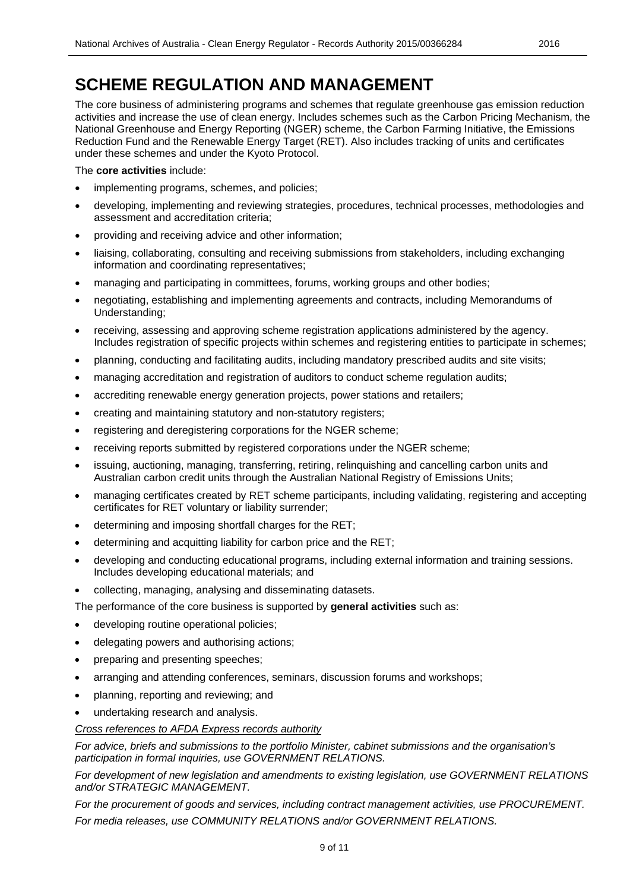# SCHEME REGULATION AND MANAGEMENT

The core business of administering programs and schemes that regulate greenhouse gas emission reduction activities and increase the use of clean energy. Includes schemes such as the Carbon Pricing Mechanism, the National Greenhouse and Energy Reporting (NGER) scheme, the Carbon Farming Initiative, the Emissions Reduction Fund and the Renewable Energy Target (RET). Also includes tracking of units and certificates under these schemes and under the Kyoto Protocol.

The **core activities** include:

- implementing programs, schemes, and policies;
- developing, implementing and reviewing strategies, procedures, technical processes, methodologies and assessment and accreditation criteria;
- providing and receiving advice and other information;
- liaising, collaborating, consulting and receiving submissions from stakeholders, including exchanging information and coordinating representatives;
- managing and participating in committees, forums, working groups and other bodies;
- negotiating, establishing and implementing agreements and contracts, including Memorandums of Understanding;
- receiving, assessing and approving scheme registration applications administered by the agency. Includes registration of specific projects within schemes and registering entities to participate in schemes;
- planning, conducting and facilitating audits, including mandatory prescribed audits and site visits;
- managing accreditation and registration of auditors to conduct scheme regulation audits;
- accrediting renewable energy generation projects, power stations and retailers;
- creating and maintaining statutory and non-statutory registers;
- registering and deregistering corporations for the NGER scheme;
- receiving reports submitted by registered corporations under the NGER scheme;
- issuing, auctioning, managing, transferring, retiring, relinquishing and cancelling carbon units and Australian carbon credit units through the Australian National Registry of Emissions Units;
- managing certificates created by RET scheme participants, including validating, registering and accepting certificates for RET voluntary or liability surrender;
- determining and imposing shortfall charges for the RET;
- determining and acquitting liability for carbon price and the RET;
- developing and conducting educational programs, including external information and training sessions. Includes developing educational materials; and
- collecting, managing, analysing and disseminating datasets.

The performance of the core business is supported by **general activities** such as:

- developing routine operational policies;
- delegating powers and authorising actions;
- preparing and presenting speeches;
- arranging and attending conferences, seminars, discussion forums and workshops;
- planning, reporting and reviewing; and
- undertaking research and analysis.

*Cross references to AFDA Express records authority*

*For advice, briefs and submissions to the portfolio Minister, cabinet submissions and the organisation's participation in formal inquiries, use GOVERNMENT RELATIONS.*

*For development of new legislation and amendments to existing legislation, use GOVERNMENT RELATIONS and/or STRATEGIC MANAGEMENT.*

*For the procurement of goods and services, including contract management activities, use PROCUREMENT.*

*For media releases, use COMMUNITY RELATIONS and/or GOVERNMENT RELATIONS.*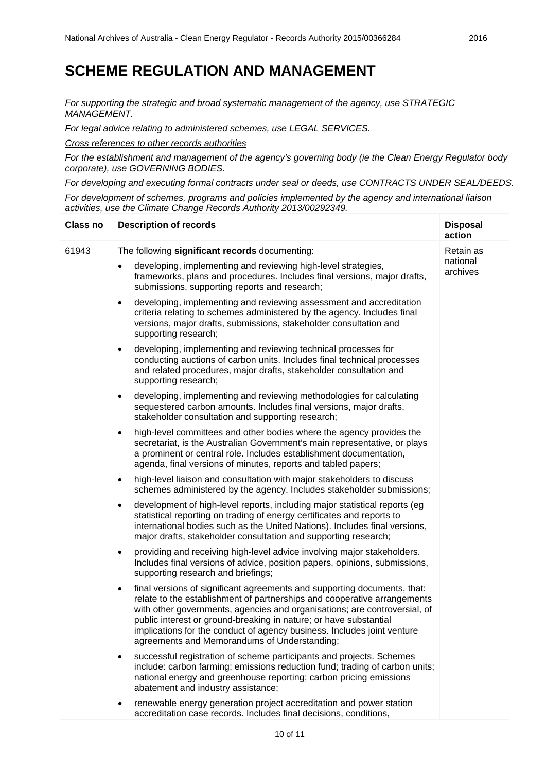# SCHEME REGULATION AND MANAGEMENT

*For supporting the strategic and broad systematic management of the agency, use STRATEGIC MANAGEMENT.*

*For legal advice relating to administered schemes, use LEGAL SERVICES.*

*Cross references to other records authorities*

*For the establishment and management of the agency's governing body (ie the Clean Energy Regulator body corporate), use GOVERNING BODIES.*

*For developing and executing formal contracts under seal or deeds, use CONTRACTS UNDER SEAL/DEEDS.*

*For development of schemes, programs and policies implemented by the agency and international liaison activities, use the Climate Change Records Authority 2013/00292349.*

| Class no | Description of records | Disposal action |
|---|---|---|
| 61943 | The following **significant records** documenting:<br>• developing, implementing and reviewing high-level strategies, frameworks, plans and procedures. Includes final versions, major drafts, submissions, supporting reports and research;<br>• developing, implementing and reviewing assessment and accreditation criteria relating to schemes administered by the agency. Includes final versions, major drafts, submissions, stakeholder consultation and supporting research;<br>• developing, implementing and reviewing technical processes for conducting auctions of carbon units. Includes final technical processes and related procedures, major drafts, stakeholder consultation and supporting research;<br>• developing, implementing and reviewing methodologies for calculating sequestered carbon amounts. Includes final versions, major drafts, stakeholder consultation and supporting research;<br>• high-level committees and other bodies where the agency provides the secretariat, is the Australian Government's main representative, or plays a prominent or central role. Includes establishment documentation, agenda, final versions of minutes, reports and tabled papers;<br>• high-level liaison and consultation with major stakeholders to discuss schemes administered by the agency. Includes stakeholder submissions;<br>• development of high-level reports, including major statistical reports (eg statistical reporting on trading of energy certificates and reports to international bodies such as the United Nations). Includes final versions, major drafts, stakeholder consultation and supporting research;<br>• providing and receiving high-level advice involving major stakeholders. Includes final versions of advice, position papers, opinions, submissions, supporting research and briefings;<br>• final versions of significant agreements and supporting documents, that: relate to the establishment of partnerships and cooperative arrangements with other governments, agencies and organisations; are controversial, of public interest or ground-breaking in nature; or have substantial implications for the conduct of agency business. Includes joint venture agreements and Memorandums of Understanding;<br>• successful registration of scheme participants and projects. Schemes include: carbon farming; emissions reduction fund; trading of carbon units; national energy and greenhouse reporting; carbon pricing emissions abatement and industry assistance;<br>• renewable energy generation project accreditation and power station accreditation case records. Includes final decisions, conditions, | Retain as national archives |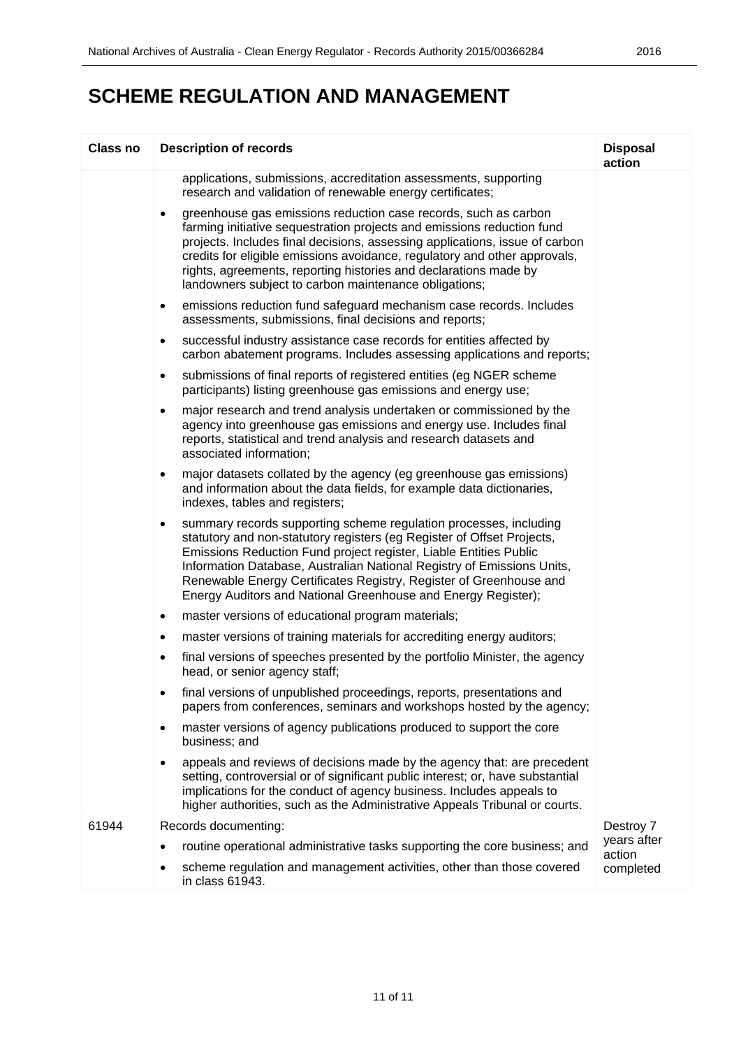# SCHEME REGULATION AND MANAGEMENT

| Class no | Description of records | Disposal action |
|---|---|---|
| | applications, submissions, accreditation assessments, supporting research and validation of renewable energy certificates;<br>• greenhouse gas emissions reduction case records, such as carbon farming initiative sequestration projects and emissions reduction fund projects. Includes final decisions, assessing applications, issue of carbon credits for eligible emissions avoidance, regulatory and other approvals, rights, agreements, reporting histories and declarations made by landowners subject to carbon maintenance obligations;<br>• emissions reduction fund safeguard mechanism case records. Includes assessments, submissions, final decisions and reports;<br>• successful industry assistance case records for entities affected by carbon abatement programs. Includes assessing applications and reports;<br>• submissions of final reports of registered entities (eg NGER scheme participants) listing greenhouse gas emissions and energy use;<br>• major research and trend analysis undertaken or commissioned by the agency into greenhouse gas emissions and energy use. Includes final reports, statistical and trend analysis and research datasets and associated information;<br>• major datasets collated by the agency (eg greenhouse gas emissions) and information about the data fields, for example data dictionaries, indexes, tables and registers;<br>• summary records supporting scheme regulation processes, including statutory and non-statutory registers (eg Register of Offset Projects, Emissions Reduction Fund project register, Liable Entities Public Information Database, Australian National Registry of Emissions Units, Renewable Energy Certificates Registry, Register of Greenhouse and Energy Auditors and National Greenhouse and Energy Register);<br>• master versions of educational program materials;<br>• master versions of training materials for accrediting energy auditors;<br>• final versions of speeches presented by the portfolio Minister, the agency head, or senior agency staff;<br>• final versions of unpublished proceedings, reports, presentations and papers from conferences, seminars and workshops hosted by the agency;<br>• master versions of agency publications produced to support the core business; and<br>• appeals and reviews of decisions made by the agency that: are precedent setting, controversial or of significant public interest; or, have substantial implications for the conduct of agency business. Includes appeals to higher authorities, such as the Administrative Appeals Tribunal or courts. | |
| 61944 | Records documenting:<br>• routine operational administrative tasks supporting the core business; and<br>• scheme regulation and management activities, other than those covered in class 61943. | Destroy 7 years after action completed |